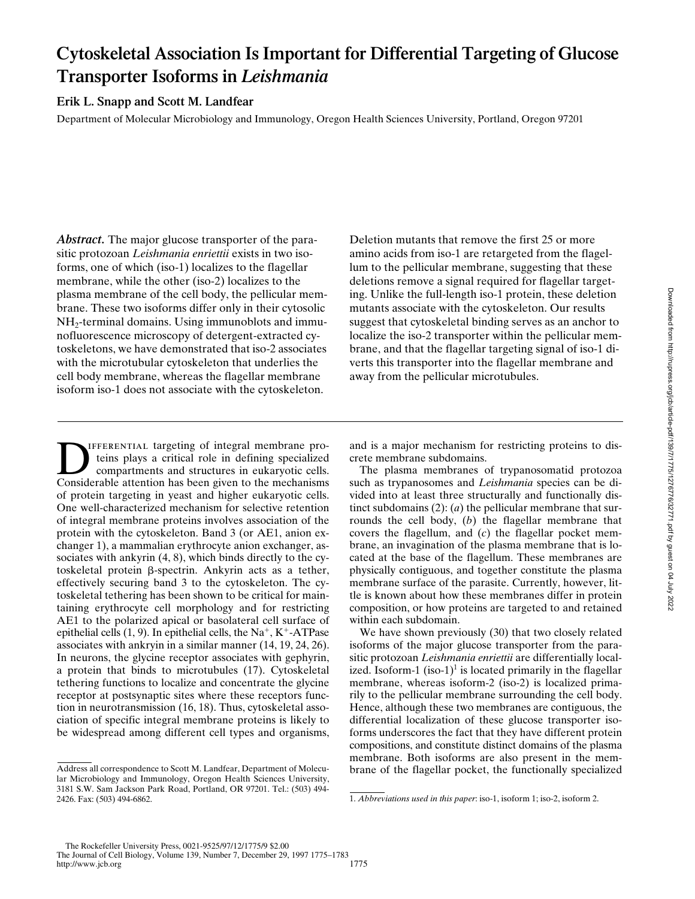# Cytoskeletal Association Is Important for Differential Targeting of Glucose Transporter Isoforms in *Leishmania*

**Erik L. Snapp and Scott M. Landfear**

Department of Molecular Microbiology and Immunology, Oregon Health Sciences University, Portland, Oregon 97201

***Abstract.*** The major glucose transporter of the parasitic protozoan *Leishmania enriettii* exists in two isoforms, one of which (iso-1) localizes to the flagellar membrane, while the other (iso-2) localizes to the plasma membrane of the cell body, the pellicular membrane. These two isoforms differ only in their cytosolic $NH_2$-terminal domains. Using immunoblots and immunofluorescence microscopy of detergent-extracted cytoskeletons, we have demonstrated that iso-2 associates with the microtubular cytoskeleton that underlies the cell body membrane, whereas the flagellar membrane isoform iso-1 does not associate with the cytoskeleton. Deletion mutants that remove the first 25 or more amino acids from iso-1 are retargeted from the flagellum to the pellicular membrane, suggesting that these deletions remove a signal required for flagellar targeting. Unlike the full-length iso-1 protein, these deletion mutants associate with the cytoskeleton. Our results suggest that cytoskeletal binding serves as an anchor to localize the iso-2 transporter within the pellicular membrane, and that the flagellar targeting signal of iso-1 diverts this transporter into the flagellar membrane and away from the pellicular microtubules.

Differential targeting of integral membrane proteins plays a critical role in defining specialized compartments and structures in eukaryotic cells. Considerable attention has been given to the mechanisms of protein targeting in yeast and higher eukaryotic cells. One well-characterized mechanism for selective retention of integral membrane proteins involves association of the protein with the cytoskeleton. Band 3 (or AE1, anion exchanger 1), a mammalian erythrocyte anion exchanger, associates with ankyrin (4, 8), which binds directly to the cytoskeletal protein β-spectrin. Ankyrin acts as a tether, effectively securing band 3 to the cytoskeleton. The cytoskeletal tethering has been shown to be critical for maintaining erythrocyte cell morphology and for restricting AE1 to the polarized apical or basolateral cell surface of epithelial cells (1, 9). In epithelial cells, the $Na^+$, $K^+$-ATPase associates with ankryin in a similar manner (14, 19, 24, 26). In neurons, the glycine receptor associates with gephyrin, a protein that binds to microtubules (17). Cytoskeletal tethering functions to localize and concentrate the glycine receptor at postsynaptic sites where these receptors function in neurotransmission (16, 18). Thus, cytoskeletal association of specific integral membrane proteins is likely to be widespread among different cell types and organisms, and is a major mechanism for restricting proteins to discrete membrane subdomains.

The plasma membranes of trypanosomatid protozoa such as trypanosomes and *Leishmania* species can be divided into at least three structurally and functionally distinct subdomains (2): (*a*) the pellicular membrane that surrounds the cell body, (*b*) the flagellar membrane that covers the flagellum, and (*c*) the flagellar pocket membrane, an invagination of the plasma membrane that is located at the base of the flagellum. These membranes are physically contiguous, and together constitute the plasma membrane surface of the parasite. Currently, however, little is known about how these membranes differ in protein composition, or how proteins are targeted to and retained within each subdomain.

We have shown previously (30) that two closely related isoforms of the major glucose transporter from the parasitic protozoan *Leishmania enriettii* are differentially localized. Isoform-1 (iso-1)[1] is located primarily in the flagellar membrane, whereas isoform-2 (iso-2) is localized primarily to the pellicular membrane surrounding the cell body. Hence, although these two membranes are contiguous, the differential localization of these glucose transporter isoforms underscores the fact that they have different protein compositions, and constitute distinct domains of the plasma membrane. Both isoforms are also present in the membrane of the flagellar pocket, the functionally specialized

Address all correspondence to Scott M. Landfear, Department of Molecular Microbiology and Immunology, Oregon Health Sciences University, 3181 S.W. Sam Jackson Park Road, Portland, OR 97201. Tel.: (503) 494-2426. Fax: (503) 494-6862.

1. *Abbreviations used in this paper*: iso-1, isoform 1; iso-2, isoform 2.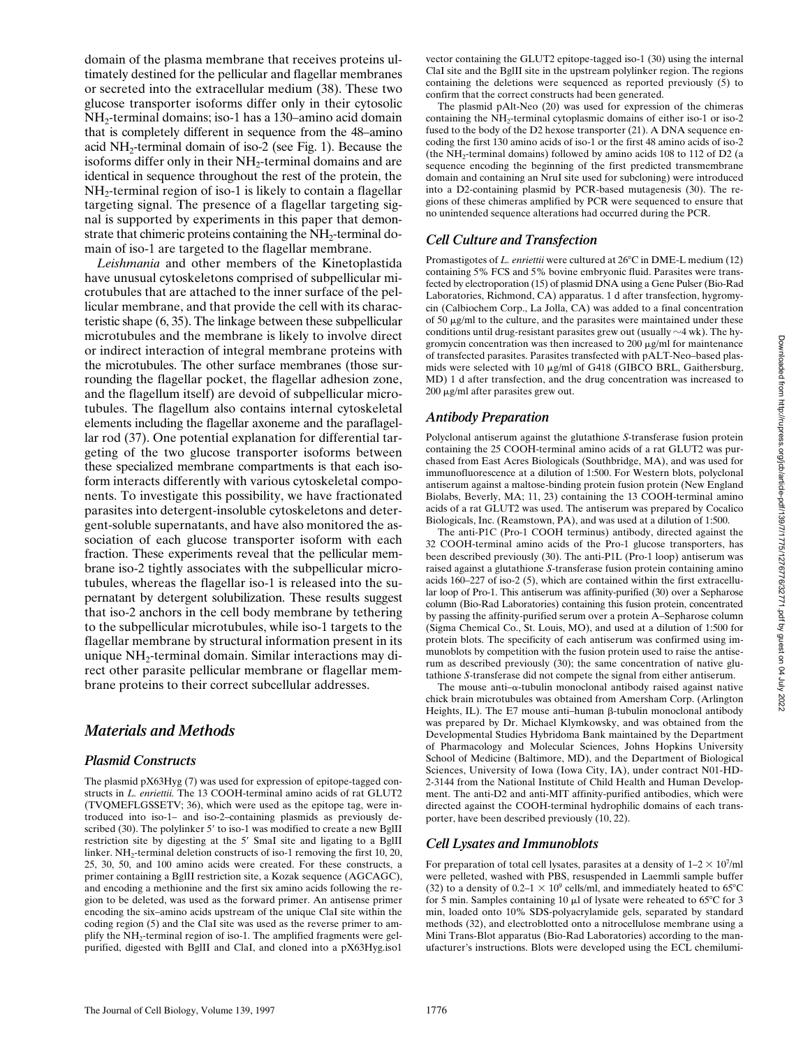domain of the plasma membrane that receives proteins ultimately destined for the pellicular and flagellar membranes or secreted into the extracellular medium (38). These two glucose transporter isoforms differ only in their cytosolic $NH_2$-terminal domains; iso-1 has a 130–amino acid domain that is completely different in sequence from the 48–amino acid $NH_2$-terminal domain of iso-2 (see Fig. 1). Because the isoforms differ only in their $NH_2$-terminal domains and are identical in sequence throughout the rest of the protein, the $NH_2$-terminal region of iso-1 is likely to contain a flagellar targeting signal. The presence of a flagellar targeting signal is supported by experiments in this paper that demonstrate that chimeric proteins containing the $NH_2$-terminal domain of iso-1 are targeted to the flagellar membrane.

*Leishmania* and other members of the Kinetoplastida have unusual cytoskeletons comprised of subpellicular microtubules that are attached to the inner surface of the pellicular membrane, and that provide the cell with its characteristic shape (6, 35). The linkage between these subpellicular microtubules and the membrane is likely to involve direct or indirect interaction of integral membrane proteins with the microtubules. The other surface membranes (those surrounding the flagellar pocket, the flagellar adhesion zone, and the flagellum itself) are devoid of subpellicular microtubules. The flagellum also contains internal cytoskeletal elements including the flagellar axoneme and the paraflagellar rod (37). One potential explanation for differential targeting of the two glucose transporter isoforms between these specialized membrane compartments is that each isoform interacts differently with various cytoskeletal components. To investigate this possibility, we have fractionated parasites into detergent-insoluble cytoskeletons and detergent-soluble supernatants, and have also monitored the association of each glucose transporter isoform with each fraction. These experiments reveal that the pellicular membrane iso-2 tightly associates with the subpellicular microtubules, whereas the flagellar iso-1 is released into the supernatant by detergent solubilization. These results suggest that iso-2 anchors in the cell body membrane by tethering to the subpellicular microtubules, while iso-1 targets to the flagellar membrane by structural information present in its unique $NH_2$-terminal domain. Similar interactions may direct other parasite pellicular membrane or flagellar membrane proteins to their correct subcellular addresses.

## Materials and Methods

### Plasmid Constructs

The plasmid pX63Hyg (7) was used for expression of epitope-tagged constructs in *L. enriettii.* The 13 COOH-terminal amino acids of rat GLUT2 (TVQMEFLGSSETV; 36), which were used as the epitope tag, were introduced into iso-1– and iso-2–containing plasmids as previously described (30). The polylinker 5′ to iso-1 was modified to create a new BglII restriction site by digesting at the 5′ SmaI site and ligating to a BglII linker. $NH_2$-terminal deletion constructs of iso-1 removing the first 10, 20, 25, 30, 50, and 100 amino acids were created. For these constructs, a primer containing a BglII restriction site, a Kozak sequence (AGCAGC), and encoding a methionine and the first six amino acids following the region to be deleted, was used as the forward primer. An antisense primer encoding the six–amino acids upstream of the unique ClaI site within the coding region (5) and the ClaI site was used as the reverse primer to amplify the $NH_2$-terminal region of iso-1. The amplified fragments were gel-purified, digested with BglII and ClaI, and cloned into a pX63Hyg.iso1 vector containing the GLUT2 epitope-tagged iso-1 (30) using the internal ClaI site and the BglII site in the upstream polylinker region. The regions containing the deletions were sequenced as reported previously (5) to confirm that the correct constructs had been generated.

The plasmid pAlt-Neo (20) was used for expression of the chimeras containing the $NH_2$-terminal cytoplasmic domains of either iso-1 or iso-2 fused to the body of the D2 hexose transporter (21). A DNA sequence encoding the first 130 amino acids of iso-1 or the first 48 amino acids of iso-2 (the $NH_2$-terminal domains) followed by amino acids 108 to 112 of D2 (a sequence encoding the beginning of the first predicted transmembrane domain and containing an NruI site used for subcloning) were introduced into a D2-containing plasmid by PCR-based mutagenesis (30). The regions of these chimeras amplified by PCR were sequenced to ensure that no unintended sequence alterations had occurred during the PCR.

### Cell Culture and Transfection

Promastigotes of *L. enriettii* were cultured at 26°C in DME-L medium (12) containing 5% FCS and 5% bovine embryonic fluid. Parasites were transfected by electroporation (15) of plasmid DNA using a Gene Pulser (Bio-Rad Laboratories, Richmond, CA) apparatus. 1 d after transfection, hygromycin (Calbiochem Corp., La Jolla, CA) was added to a final concentration of 50 μg/ml to the culture, and the parasites were maintained under these conditions until drug-resistant parasites grew out (usually ~4 wk). The hygromycin concentration was then increased to 200 μg/ml for maintenance of transfected parasites. Parasites transfected with pALT-Neo–based plasmids were selected with 10 μg/ml of G418 (GIBCO BRL, Gaithersburg, MD) 1 d after transfection, and the drug concentration was increased to 200 μg/ml after parasites grew out.

### Antibody Preparation

Polyclonal antiserum against the glutathione *S*-transferase fusion protein containing the 25 COOH-terminal amino acids of a rat GLUT2 was purchased from East Acres Biologicals (Southbridge, MA), and was used for immunofluorescence at a dilution of 1:500. For Western blots, polyclonal antiserum against a maltose-binding protein fusion protein (New England Biolabs, Beverly, MA; 11, 23) containing the 13 COOH-terminal amino acids of a rat GLUT2 was used. The antiserum was prepared by Cocalico Biologicals, Inc. (Reamstown, PA), and was used at a dilution of 1:500.

The anti-P1C (Pro-1 COOH terminus) antibody, directed against the 32 COOH-terminal amino acids of the Pro-1 glucose transporters, has been described previously (30). The anti-P1L (Pro-1 loop) antiserum was raised against a glutathione *S*-transferase fusion protein containing amino acids 160–227 of iso-2 (5), which are contained within the first extracellular loop of Pro-1. This antiserum was affinity-purified (30) over a Sepharose column (Bio-Rad Laboratories) containing this fusion protein, concentrated by passing the affinity-purified serum over a protein A–Sepharose column (Sigma Chemical Co., St. Louis, MO), and used at a dilution of 1:500 for protein blots. The specificity of each antiserum was confirmed using immunoblots by competition with the fusion protein used to raise the antiserum as described previously (30); the same concentration of native glutathione *S*-transferase did not compete the signal from either antiserum.

The mouse anti–α-tubulin monoclonal antibody raised against native chick brain microtubules was obtained from Amersham Corp. (Arlington Heights, IL). The E7 mouse anti–human β-tubulin monoclonal antibody was prepared by Dr. Michael Klymkowsky, and was obtained from the Developmental Studies Hybridoma Bank maintained by the Department of Pharmacology and Molecular Sciences, Johns Hopkins University School of Medicine (Baltimore, MD), and the Department of Biological Sciences, University of Iowa (Iowa City, IA), under contract N01-HD-2-3144 from the National Institute of Child Health and Human Development. The anti-D2 and anti-MIT affinity-purified antibodies, which were directed against the COOH-terminal hydrophilic domains of each transporter, have been described previously (10, 22).

### Cell Lysates and Immunoblots

For preparation of total cell lysates, parasites at a density of $1–2 \times 10^7$/ml were pelleted, washed with PBS, resuspended in Laemmli sample buffer (32) to a density of $0.2–1 \times 10^9$ cells/ml, and immediately heated to 65°C for 5 min. Samples containing 10 μl of lysate were reheated to 65°C for 3 min, loaded onto 10% SDS-polyacrylamide gels, separated by standard methods (32), and electroblotted onto a nitrocellulose membrane using a Mini Trans-Blot apparatus (Bio-Rad Laboratories) according to the manufacturer's instructions. Blots were developed using the ECL chemilumi-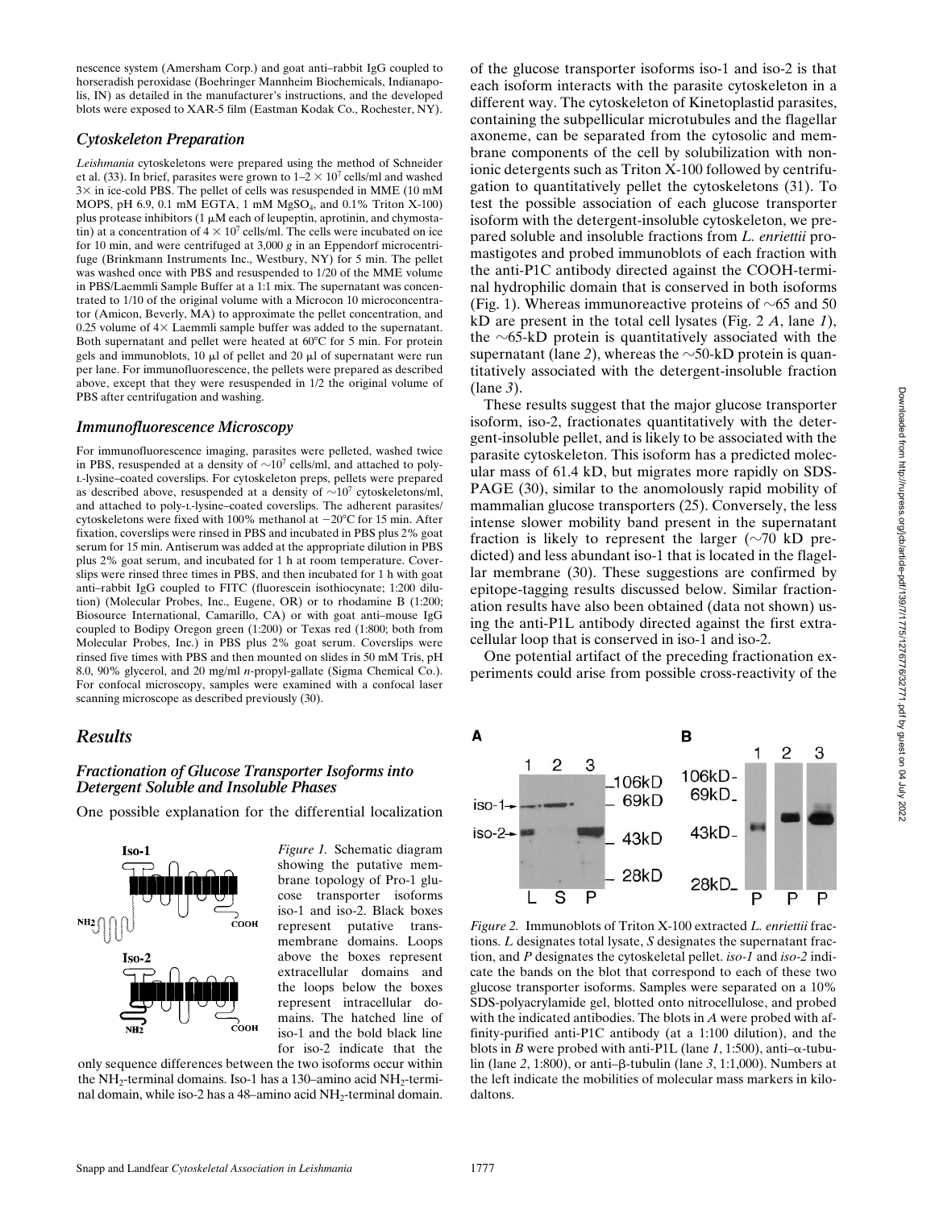nescence system (Amersham Corp.) and goat anti–rabbit IgG coupled to horseradish peroxidase (Boehringer Mannheim Biochemicals, Indianapolis, IN) as detailed in the manufacturer's instructions, and the developed blots were exposed to XAR-5 film (Eastman Kodak Co., Rochester, NY).

### Cytoskeleton Preparation

*Leishmania* cytoskeletons were prepared using the method of Schneider et al. (33). In brief, parasites were grown to $1–2 \times 10^7$ cells/ml and washed 3× in ice-cold PBS. The pellet of cells was resuspended in MME (10 mM MOPS, pH 6.9, 0.1 mM EGTA, 1 mM $MgSO_4$, and 0.1% Triton X-100) plus protease inhibitors (1 μM each of leupeptin, aprotinin, and chymostatin) at a concentration of $4 \times 10^7$ cells/ml. The cells were incubated on ice for 10 min, and were centrifuged at 3,000 *g* in an Eppendorf microcentrifuge (Brinkmann Instruments Inc., Westbury, NY) for 5 min. The pellet was washed once with PBS and resuspended to 1/20 of the MME volume in PBS/Laemmli Sample Buffer at a 1:1 mix. The supernatant was concentrated to 1/10 of the original volume with a Microcon 10 microconcentrator (Amicon, Beverly, MA) to approximate the pellet concentration, and 0.25 volume of 4× Laemmli sample buffer was added to the supernatant. Both supernatant and pellet were heated at 60°C for 5 min. For protein gels and immunoblots, 10 μl of pellet and 20 μl of supernatant were run per lane. For immunofluorescence, the pellets were prepared as described above, except that they were resuspended in 1/2 the original volume of PBS after centrifugation and washing.

### Immunofluorescence Microscopy

For immunofluorescence imaging, parasites were pelleted, washed twice in PBS, resuspended at a density of $\sim 10^7$ cells/ml, and attached to poly-L-lysine–coated coverslips. For cytoskeleton preps, pellets were prepared as described above, resuspended at a density of $\sim 10^7$ cytoskeletons/ml, and attached to poly-L-lysine–coated coverslips. The adherent parasites/cytoskeletons were fixed with 100% methanol at −20°C for 15 min. After fixation, coverslips were rinsed in PBS and incubated in PBS plus 2% goat serum for 15 min. Antiserum was added at the appropriate dilution in PBS plus 2% goat serum, and incubated for 1 h at room temperature. Coverslips were rinsed three times in PBS, and then incubated for 1 h with goat anti–rabbit IgG coupled to FITC (fluorescein isothiocynate; 1:200 dilution) (Molecular Probes, Inc., Eugene, OR) or to rhodamine B (1:200; Biosource International, Camarillo, CA) or with goat anti–mouse IgG coupled to Bodipy Oregon green (1:200) or Texas red (1:800; both from Molecular Probes, Inc.) in PBS plus 2% goat serum. Coverslips were rinsed five times with PBS and then mounted on slides in 50 mM Tris, pH 8.0, 90% glycerol, and 20 mg/ml *n*-propyl-gallate (Sigma Chemical Co.). For confocal microscopy, samples were examined with a confocal laser scanning microscope as described previously (30).

## Results

### Fractionation of Glucose Transporter Isoforms into Detergent Soluble and Insoluble Phases

One possible explanation for the differential localization of the glucose transporter isoforms iso-1 and iso-2 is that each isoform interacts with the parasite cytoskeleton in a different way. The cytoskeleton of Kinetoplastid parasites, containing the subpellicular microtubules and the flagellar axoneme, can be separated from the cytosolic and membrane components of the cell by solubilization with nonionic detergents such as Triton X-100 followed by centrifugation to quantitatively pellet the cytoskeletons (31). To test the possible association of each glucose transporter isoform with the detergent-insoluble cytoskeleton, we prepared soluble and insoluble fractions from *L. enriettii* promastigotes and probed immunoblots of each fraction with the anti-P1C antibody directed against the COOH-terminal hydrophilic domain that is conserved in both isoforms (Fig. 1). Whereas immunoreactive proteins of ~65 and 50 kD are present in the total cell lysates (Fig. 2 *A*, lane *1*), the ~65-kD protein is quantitatively associated with the supernatant (lane *2*), whereas the ~50-kD protein is quantitatively associated with the detergent-insoluble fraction (lane *3*).

*Figure 1.* Schematic diagram showing the putative membrane topology of Pro-1 glucose transporter isoforms iso-1 and iso-2. Black boxes represent putative transmembrane domains. Loops above the boxes represent extracellular domains and the loops below the boxes represent intracellular domains. The hatched line of iso-1 and the bold black line for iso-2 indicate that the only sequence differences between the two isoforms occur within the $NH_2$-terminal domains. Iso-1 has a 130–amino acid $NH_2$-terminal domain, while iso-2 has a 48–amino acid $NH_2$-terminal domain.

These results suggest that the major glucose transporter isoform, iso-2, fractionates quantitatively with the detergent-insoluble pellet, and is likely to be associated with the parasite cytoskeleton. This isoform has a predicted molecular mass of 61.4 kD, but migrates more rapidly on SDS-PAGE (30), similar to the anomolously rapid mobility of mammalian glucose transporters (25). Conversely, the less intense slower mobility band present in the supernatant fraction is likely to represent the larger (~70 kD predicted) and less abundant iso-1 that is located in the flagellar membrane (30). These suggestions are confirmed by epitope-tagging results discussed below. Similar fractionation results have also been obtained (data not shown) using the anti-P1L antibody directed against the first extracellular loop that is conserved in iso-1 and iso-2.

One potential artifact of the preceding fractionation experiments could arise from possible cross-reactivity of the

*Figure 2.* Immunoblots of Triton X-100 extracted *L. enriettii* fractions. *L* designates total lysate, *S* designates the supernatant fraction, and *P* designates the cytoskeletal pellet. *iso-1* and *iso-2* indicate the bands on the blot that correspond to each of these two glucose transporter isoforms. Samples were separated on a 10% SDS-polyacrylamide gel, blotted onto nitrocellulose, and probed with the indicated antibodies. The blots in *A* were probed with affinity-purified anti-P1C antibody (at a 1:100 dilution), and the blots in *B* were probed with anti-P1L (lane *1*, 1:500), anti–α-tubulin (lane *2*, 1:800), or anti–β-tubulin (lane *3*, 1:1,000). Numbers at the left indicate the mobilities of molecular mass markers in kilodaltons.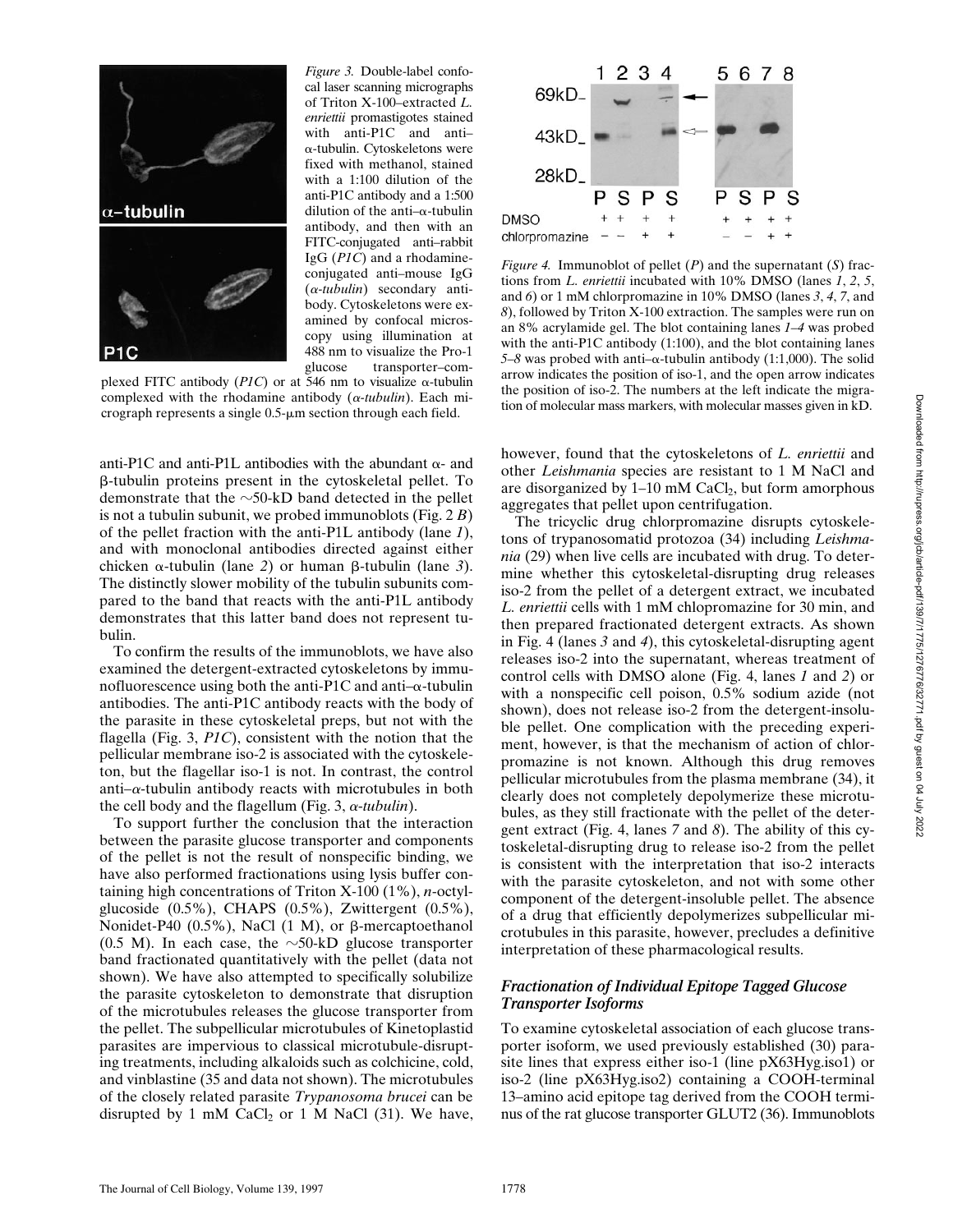*Figure 3.* Double-label confocal laser scanning micrographs of Triton X-100–extracted *L. enriettii* promastigotes stained with anti-P1C and anti–α-tubulin. Cytoskeletons were fixed with methanol, stained with a 1:100 dilution of the anti-P1C antibody and a 1:500 dilution of the anti–α-tubulin antibody, and then with an FITC-conjugated anti–rabbit IgG (*P1C*) and a rhodamine-conjugated anti–mouse IgG (*α-tubulin*) secondary antibody. Cytoskeletons were examined by confocal microscopy using illumination at 488 nm to visualize the Pro-1 glucose transporter–complexed FITC antibody (*P1C*) or at 546 nm to visualize α-tubulin complexed with the rhodamine antibody (*α-tubulin*). Each micrograph represents a single 0.5-μm section through each field.

*Figure 4.* Immunoblot of pellet (*P*) and the supernatant (*S*) fractions from *L. enriettii* incubated with 10% DMSO (lanes *1*, *2*, *5*, and *6*) or 1 mM chlorpromazine in 10% DMSO (lanes *3*, *4*, *7*, and *8*), followed by Triton X-100 extraction. The samples were run on an 8% acrylamide gel. The blot containing lanes *1–4* was probed with the anti-P1C antibody (1:100), and the blot containing lanes *5–8* was probed with anti–α-tubulin antibody (1:1,000). The solid arrow indicates the position of iso-1, and the open arrow indicates the position of iso-2. The numbers at the left indicate the migration of molecular mass markers, with molecular masses given in kD.

anti-P1C and anti-P1L antibodies with the abundant α- and β-tubulin proteins present in the cytoskeletal pellet. To demonstrate that the ~50-kD band detected in the pellet is not a tubulin subunit, we probed immunoblots (Fig. 2 *B*) of the pellet fraction with the anti-P1L antibody (lane *1*), and with monoclonal antibodies directed against either chicken α-tubulin (lane *2*) or human β-tubulin (lane *3*). The distinctly slower mobility of the tubulin subunits compared to the band that reacts with the anti-P1L antibody demonstrates that this latter band does not represent tubulin.

To confirm the results of the immunoblots, we have also examined the detergent-extracted cytoskeletons by immunofluorescence using both the anti-P1C and anti–α-tubulin antibodies. The anti-P1C antibody reacts with the body of the parasite in these cytoskeletal preps, but not with the flagella (Fig. 3, *P1C*), consistent with the notion that the pellicular membrane iso-2 is associated with the cytoskeleton, but the flagellar iso-1 is not. In contrast, the control anti–α-tubulin antibody reacts with microtubules in both the cell body and the flagellum (Fig. 3, *α-tubulin*).

To support further the conclusion that the interaction between the parasite glucose transporter and components of the pellet is not the result of nonspecific binding, we have also performed fractionations using lysis buffer containing high concentrations of Triton X-100 (1%), *n*-octylglucoside (0.5%), CHAPS (0.5%), Zwittergent (0.5%), Nonidet-P40 (0.5%), NaCl (1 M), or β-mercaptoethanol (0.5 M). In each case, the ~50-kD glucose transporter band fractionated quantitatively with the pellet (data not shown). We have also attempted to specifically solubilize the parasite cytoskeleton to demonstrate that disruption of the microtubules releases the glucose transporter from the pellet. The subpellicular microtubules of Kinetoplastid parasites are impervious to classical microtubule-disrupting treatments, including alkaloids such as colchicine, cold, and vinblastine (35 and data not shown). The microtubules of the closely related parasite *Trypanosoma brucei* can be disrupted by 1 mM $CaCl_2$ or 1 M NaCl (31). We have, however, found that the cytoskeletons of *L. enriettii* and other *Leishmania* species are resistant to 1 M NaCl and are disorganized by 1–10 mM $CaCl_2$, but form amorphous aggregates that pellet upon centrifugation.

The tricyclic drug chlorpromazine disrupts cytoskeletons of trypanosomatid protozoa (34) including *Leishmania* (29) when live cells are incubated with drug. To determine whether this cytoskeletal-disrupting drug releases iso-2 from the pellet of a detergent extract, we incubated *L. enriettii* cells with 1 mM chlopromazine for 30 min, and then prepared fractionated detergent extracts. As shown in Fig. 4 (lanes *3* and *4*), this cytoskeletal-disrupting agent releases iso-2 into the supernatant, whereas treatment of control cells with DMSO alone (Fig. 4, lanes *1* and *2*) or with a nonspecific cell poison, 0.5% sodium azide (not shown), does not release iso-2 from the detergent-insoluble pellet. One complication with the preceding experiment, however, is that the mechanism of action of chlorpromazine is not known. Although this drug removes pellicular microtubules from the plasma membrane (34), it clearly does not completely depolymerize these microtubules, as they still fractionate with the pellet of the detergent extract (Fig. 4, lanes *7* and *8*). The ability of this cytoskeletal-disrupting drug to release iso-2 from the pellet is consistent with the interpretation that iso-2 interacts with the parasite cytoskeleton, and not with some other component of the detergent-insoluble pellet. The absence of a drug that efficiently depolymerizes subpellicular microtubules in this parasite, however, precludes a definitive interpretation of these pharmacological results.

### *Fractionation of Individual Epitope Tagged Glucose Transporter Isoforms*

To examine cytoskeletal association of each glucose transporter isoform, we used previously established (30) parasite lines that express either iso-1 (line pX63Hyg.iso1) or iso-2 (line pX63Hyg.iso2) containing a COOH-terminal 13–amino acid epitope tag derived from the COOH terminus of the rat glucose transporter GLUT2 (36). Immunoblots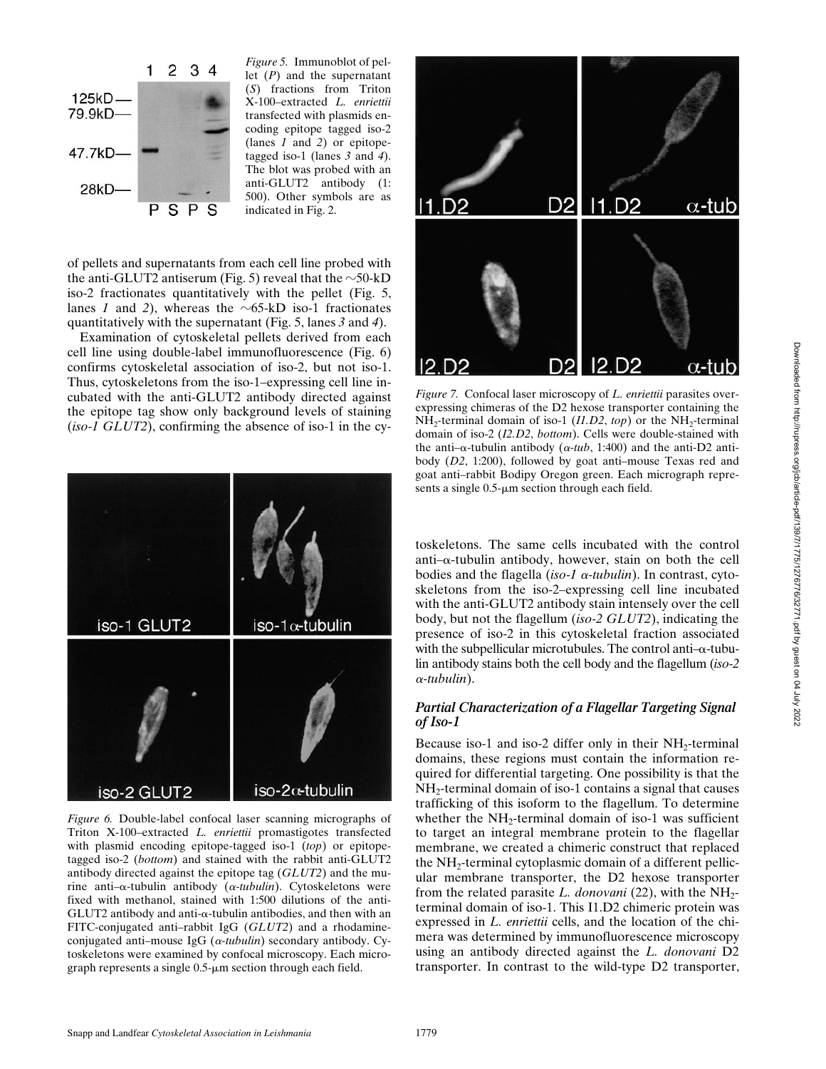*Figure 5.* Immunoblot of pellet (*P*) and the supernatant (*S*) fractions from Triton X-100–extracted *L. enriettii* transfected with plasmids encoding epitope tagged iso-2 (lanes *1* and *2*) or epitope-tagged iso-1 (lanes *3* and *4*). The blot was probed with an anti-GLUT2 antibody (1:500). Other symbols are as indicated in Fig. 2.

of pellets and supernatants from each cell line probed with the anti-GLUT2 antiserum (Fig. 5) reveal that the ~50-kD iso-2 fractionates quantitatively with the pellet (Fig. 5, lanes *1* and *2*), whereas the ~65-kD iso-1 fractionates quantitatively with the supernatant (Fig. 5, lanes *3* and *4*).

Examination of cytoskeletal pellets derived from each cell line using double-label immunofluorescence (Fig. 6) confirms cytoskeletal association of iso-2, but not iso-1. Thus, cytoskeletons from the iso-1–expressing cell line incubated with the anti-GLUT2 antibody directed against the epitope tag show only background levels of staining (*iso-1 GLUT2*), confirming the absence of iso-1 in the cytoskeletons. The same cells incubated with the control anti–α-tubulin antibody, however, stain on both the cell bodies and the flagella (*iso-1 α-tubulin*). In contrast, cytoskeletons from the iso-2–expressing cell line incubated with the anti-GLUT2 antibody stain intensely over the cell body, but not the flagellum (*iso-2 GLUT2*), indicating the presence of iso-2 in this cytoskeletal fraction associated with the subpellicular microtubules. The control anti–α-tubulin antibody stains both the cell body and the flagellum (*iso-2 α-tubulin*).

*Figure 6.* Double-label confocal laser scanning micrographs of Triton X-100–extracted *L. enriettii* promastigotes transfected with plasmid encoding epitope-tagged iso-1 (*top*) or epitope-tagged iso-2 (*bottom*) and stained with the rabbit anti-GLUT2 antibody directed against the epitope tag (*GLUT2*) and the murine anti–α-tubulin antibody (*α-tubulin*). Cytoskeletons were fixed with methanol, stained with 1:500 dilutions of the anti-GLUT2 antibody and anti-α-tubulin antibodies, and then with an FITC-conjugated anti–rabbit IgG (*GLUT2*) and a rhodamine-conjugated anti–mouse IgG (*α-tubulin*) secondary antibody. Cytoskeletons were examined by confocal microscopy. Each micrograph represents a single 0.5-μm section through each field.

*Figure 7.* Confocal laser microscopy of *L. enriettii* parasites overexpressing chimeras of the D2 hexose transporter containing the $NH_2$-terminal domain of iso-1 (*I1.D2*, *top*) or the $NH_2$-terminal domain of iso-2 (*I2.D2*, *bottom*). Cells were double-stained with the anti–α-tubulin antibody (*α-tub*, 1:400) and the anti-D2 antibody (*D2*, 1:200), followed by goat anti–mouse Texas red and goat anti–rabbit Bodipy Oregon green. Each micrograph represents a single 0.5-μm section through each field.

### *Partial Characterization of a Flagellar Targeting Signal of Iso-1*

Because iso-1 and iso-2 differ only in their $NH_2$-terminal domains, these regions must contain the information required for differential targeting. One possibility is that the $NH_2$-terminal domain of iso-1 contains a signal that causes trafficking of this isoform to the flagellum. To determine whether the $NH_2$-terminal domain of iso-1 was sufficient to target an integral membrane protein to the flagellar membrane, we created a chimeric construct that replaced the $NH_2$-terminal cytoplasmic domain of a different pellicular membrane transporter, the D2 hexose transporter from the related parasite *L. donovani* (22), with the $NH_2$-terminal domain of iso-1. This I1.D2 chimeric protein was expressed in *L. enriettii* cells, and the location of the chimera was determined by immunofluorescence microscopy using an antibody directed against the *L. donovani* D2 transporter. In contrast to the wild-type D2 transporter,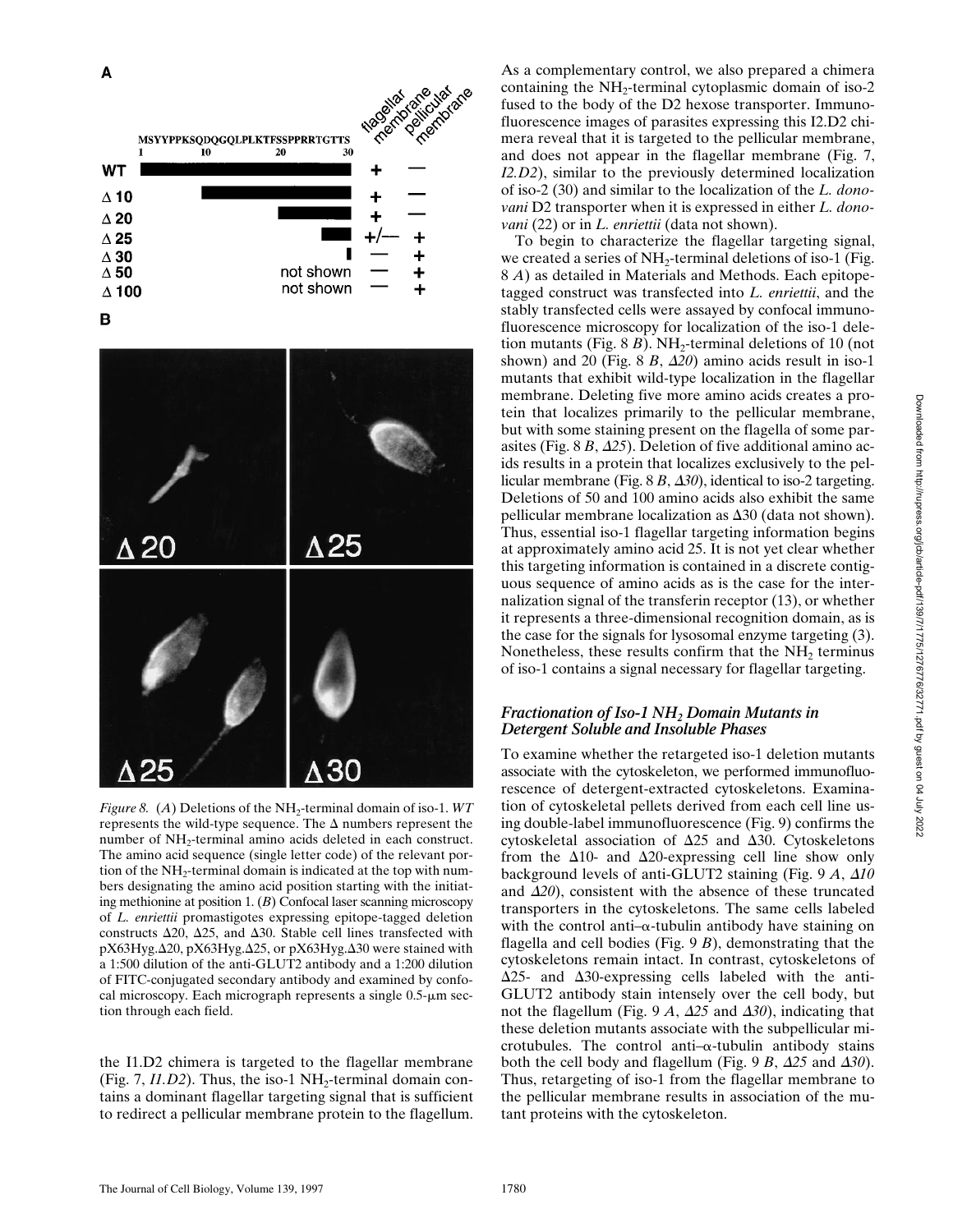*Figure 8.* (*A*) Deletions of the $NH_2$-terminal domain of iso-1. *WT* represents the wild-type sequence. The Δ numbers represent the number of $NH_2$-terminal amino acids deleted in each construct. The amino acid sequence (single letter code) of the relevant portion of the $NH_2$-terminal domain is indicated at the top with numbers designating the amino acid position starting with the initiating methionine at position 1. (*B*) Confocal laser scanning microscopy of *L. enriettii* promastigotes expressing epitope-tagged deletion constructs Δ20, Δ25, and Δ30. Stable cell lines transfected with pX63Hyg.Δ20, pX63Hyg.Δ25, or pX63Hyg.Δ30 were stained with a 1:500 dilution of the anti-GLUT2 antibody and a 1:200 dilution of FITC-conjugated secondary antibody and examined by confocal microscopy. Each micrograph represents a single 0.5-μm section through each field.

the I1.D2 chimera is targeted to the flagellar membrane (Fig. 7, *I1.D2*). Thus, the iso-1 $NH_2$-terminal domain contains a dominant flagellar targeting signal that is sufficient to redirect a pellicular membrane protein to the flagellum. As a complementary control, we also prepared a chimera containing the $NH_2$-terminal cytoplasmic domain of iso-2 fused to the body of the D2 hexose transporter. Immunofluorescence images of parasites expressing this I2.D2 chimera reveal that it is targeted to the pellicular membrane, and does not appear in the flagellar membrane (Fig. 7, *I2.D2*), similar to the previously determined localization of iso-2 (30) and similar to the localization of the *L. donovani* D2 transporter when it is expressed in either *L. donovani* (22) or in *L. enriettii* (data not shown).

To begin to characterize the flagellar targeting signal, we created a series of $NH_2$-terminal deletions of iso-1 (Fig. 8 *A*) as detailed in Materials and Methods. Each epitope-tagged construct was transfected into *L. enriettii*, and the stably transfected cells were assayed by confocal immunofluorescence microscopy for localization of the iso-1 deletion mutants (Fig. 8 *B*). $NH_2$-terminal deletions of 10 (not shown) and 20 (Fig. 8 *B*, *Δ20*) amino acids result in iso-1 mutants that exhibit wild-type localization in the flagellar membrane. Deleting five more amino acids creates a protein that localizes primarily to the pellicular membrane, but with some staining present on the flagella of some parasites (Fig. 8 *B*, *Δ25*). Deletion of five additional amino acids results in a protein that localizes exclusively to the pellicular membrane (Fig. 8 *B*, *Δ30*), identical to iso-2 targeting. Deletions of 50 and 100 amino acids also exhibit the same pellicular membrane localization as Δ30 (data not shown). Thus, essential iso-1 flagellar targeting information begins at approximately amino acid 25. It is not yet clear whether this targeting information is contained in a discrete contiguous sequence of amino acids as is the case for the internalization signal of the transferrin receptor (13), or whether it represents a three-dimensional recognition domain, as is the case for the signals for lysosomal enzyme targeting (3). Nonetheless, these results confirm that the $NH_2$ terminus of iso-1 contains a signal necessary for flagellar targeting.

### *Fractionation of Iso-1 $NH_2$ Domain Mutants in Detergent Soluble and Insoluble Phases*

To examine whether the retargeted iso-1 deletion mutants associate with the cytoskeleton, we performed immunofluorescence of detergent-extracted cytoskeletons. Examination of cytoskeletal pellets derived from each cell line using double-label immunofluorescence (Fig. 9) confirms the cytoskeletal association of Δ25 and Δ30. Cytoskeletons from the Δ10- and Δ20-expressing cell line show only background levels of anti-GLUT2 staining (Fig. 9 *A*, *Δ10* and *Δ20*), consistent with the absence of these truncated transporters in the cytoskeletons. The same cells labeled with the control anti–α-tubulin antibody have staining on flagella and cell bodies (Fig. 9 *B*), demonstrating that the cytoskeletons remain intact. In contrast, cytoskeletons of Δ25- and Δ30-expressing cells labeled with the anti-GLUT2 antibody stain intensely over the cell body, but not the flagellum (Fig. 9 *A*, *Δ25* and *Δ30*), indicating that these deletion mutants associate with the subpellicular microtubules. The control anti–α-tubulin antibody stains both the cell body and flagellum (Fig. 9 *B*, *Δ25* and *Δ30*). Thus, retargeting of iso-1 from the flagellar membrane to the pellicular membrane results in association of the mutant proteins with the cytoskeleton.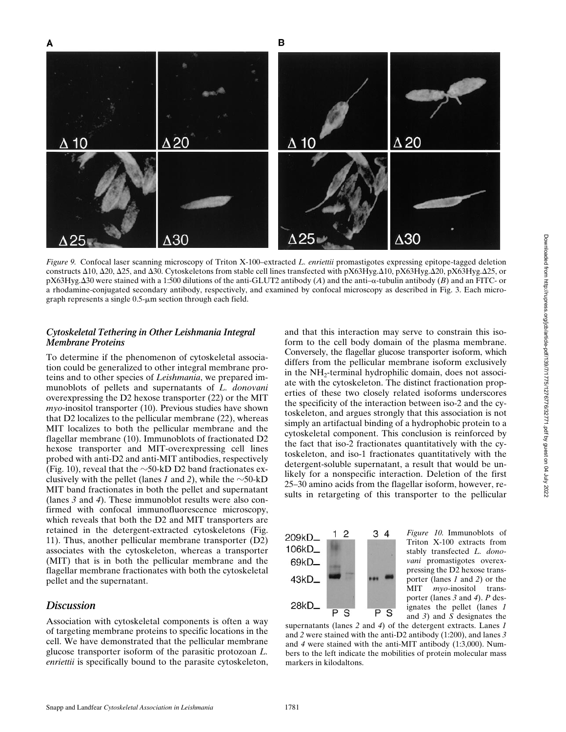*Figure 9.* Confocal laser scanning microscopy of Triton X-100–extracted *L. enriettii* promastigotes expressing epitope-tagged deletion constructs Δ10, Δ20, Δ25, and Δ30. Cytoskeletons from stable cell lines transfected with pX63Hyg.Δ10, pX63Hyg.Δ20, pX63Hyg.Δ25, or pX63Hyg.Δ30 were stained with a 1:500 dilutions of the anti-GLUT2 antibody (*A*) and the anti–α-tubulin antibody (*B*) and an FITC- or a rhodamine-conjugated secondary antibody, respectively, and examined by confocal microscopy as described in Fig. 3. Each micrograph represents a single 0.5-μm section through each field.

### *Cytoskeletal Tethering in Other Leishmania Integral Membrane Proteins*

To determine if the phenomenon of cytoskeletal association could be generalized to other integral membrane proteins and to other species of *Leishmania*, we prepared immunoblots of pellets and supernatants of *L. donovani* overexpressing the D2 hexose transporter (22) or the MIT *myo*-inositol transporter (10). Previous studies have shown that D2 localizes to the pellicular membrane (22), whereas MIT localizes to both the pellicular membrane and the flagellar membrane (10). Immunoblots of fractionated D2 hexose transporter and MIT-overexpressing cell lines probed with anti-D2 and anti-MIT antibodies, respectively (Fig. 10), reveal that the ∼50-kD D2 band fractionates exclusively with the pellet (lanes *1* and *2*), while the ∼50-kD MIT band fractionates in both the pellet and supernatant (lanes *3* and *4*). These immunoblot results were also confirmed with confocal immunofluorescence microscopy, which reveals that both the D2 and MIT transporters are retained in the detergent-extracted cytoskeletons (Fig. 11). Thus, another pellicular membrane transporter (D2) associates with the cytoskeleton, whereas a transporter (MIT) that is in both the pellicular membrane and the flagellar membrane fractionates with both the cytoskeletal pellet and the supernatant.

## *Discussion*

Association with cytoskeletal components is often a way of targeting membrane proteins to specific locations in the cell. We have demonstrated that the pellicular membrane glucose transporter isoform of the parasitic protozoan *L. enriettii* is specifically bound to the parasite cytoskeleton, and that this interaction may serve to constrain this isoform to the cell body domain of the plasma membrane. Conversely, the flagellar glucose transporter isoform, which differs from the pellicular membrane isoform exclusively in the $NH_2$-terminal hydrophilic domain, does not associate with the cytoskeleton. The distinct fractionation properties of these two closely related isoforms underscores the specificity of the interaction between iso-2 and the cytoskeleton, and argues strongly that this association is not simply an artifactual binding of a hydrophobic protein to a cytoskeletal component. This conclusion is reinforced by the fact that iso-2 fractionates quantitatively with the cytoskeleton, and iso-1 fractionates quantitatively with the detergent-soluble supernatant, a result that would be unlikely for a nonspecific interaction. Deletion of the first 25–30 amino acids from the flagellar isoform, however, results in retargeting of this transporter to the pellicular

*Figure 10.* Immunoblots of Triton X-100 extracts from stably transfected *L. donovani* promastigotes overexpressing the D2 hexose transporter (lanes *1* and *2*) or the MIT *myo*-inositol transporter (lanes *3* and *4*). *P* designates the pellet (lanes *1* and *3*) and *S* designates the supernatants (lanes *2* and *4*) of the detergent extracts. Lanes *1* and *2* were stained with the anti-D2 antibody (1:200), and lanes *3* and *4* were stained with the anti-MIT antibody (1:3,000). Numbers to the left indicate the mobilities of protein molecular mass markers in kilodaltons.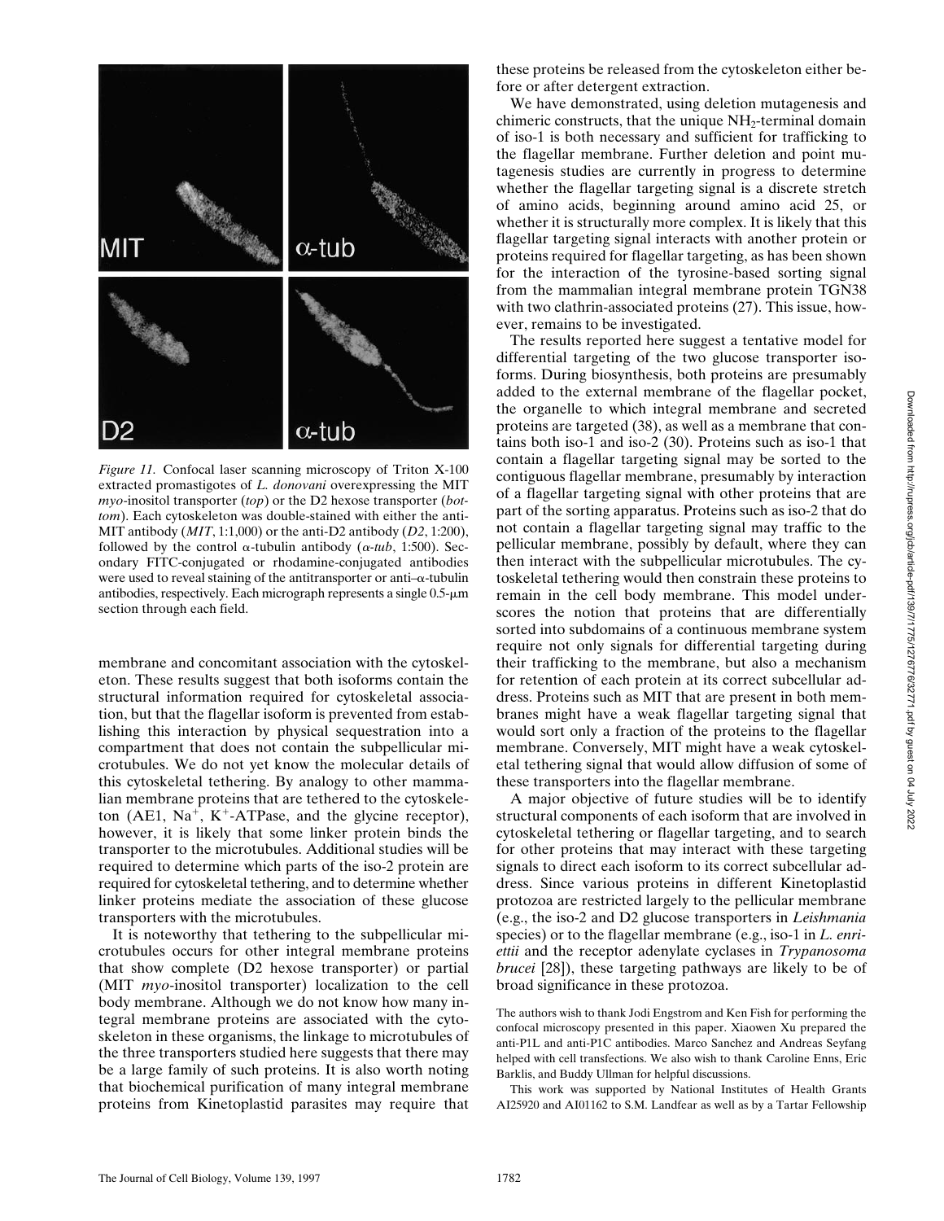*Figure 11.* Confocal laser scanning microscopy of Triton X-100 extracted promastigotes of *L. donovani* overexpressing the MIT *myo*-inositol transporter (*top*) or the D2 hexose transporter (*bottom*). Each cytoskeleton was double-stained with either the anti-MIT antibody (*MIT*, 1:1,000) or the anti-D2 antibody (*D2*, 1:200), followed by the control α-tubulin antibody (*α-tub*, 1:500). Secondary FITC-conjugated or rhodamine-conjugated antibodies were used to reveal staining of the antitransporter or anti–α-tubulin antibodies, respectively. Each micrograph represents a single 0.5-μm section through each field.

membrane and concomitant association with the cytoskeleton. These results suggest that both isoforms contain the structural information required for cytoskeletal association, but that the flagellar isoform is prevented from establishing this interaction by physical sequestration into a compartment that does not contain the subpellicular microtubules. We do not yet know the molecular details of this cytoskeletal tethering. By analogy to other mammalian membrane proteins that are tethered to the cytoskeleton (AE1, $Na^+$, $K^+$-ATPase, and the glycine receptor), however, it is likely that some linker protein binds the transporter to the microtubules. Additional studies will be required to determine which parts of the iso-2 protein are required for cytoskeletal tethering, and to determine whether linker proteins mediate the association of these glucose transporters with the microtubules.

It is noteworthy that tethering to the subpellicular microtubules occurs for other integral membrane proteins that show complete (D2 hexose transporter) or partial (MIT *myo*-inositol transporter) localization to the cell body membrane. Although we do not know how many integral membrane proteins are associated with the cytoskeleton in these organisms, the linkage to microtubules of the three transporters studied here suggests that there may be a large family of such proteins. It is also worth noting that biochemical purification of many integral membrane proteins from Kinetoplastid parasites may require that these proteins be released from the cytoskeleton either before or after detergent extraction.

We have demonstrated, using deletion mutagenesis and chimeric constructs, that the unique $NH_2$-terminal domain of iso-1 is both necessary and sufficient for trafficking to the flagellar membrane. Further deletion and point mutagenesis studies are currently in progress to determine whether the flagellar targeting signal is a discrete stretch of amino acids, beginning around amino acid 25, or whether it is structurally more complex. It is likely that this flagellar targeting signal interacts with another protein or proteins required for flagellar targeting, as has been shown for the interaction of the tyrosine-based sorting signal from the mammalian integral membrane protein TGN38 with two clathrin-associated proteins (27). This issue, however, remains to be investigated.

The results reported here suggest a tentative model for differential targeting of the two glucose transporter isoforms. During biosynthesis, both proteins are presumably added to the external membrane of the flagellar pocket, the organelle to which integral membrane and secreted proteins are targeted (38), as well as a membrane that contains both iso-1 and iso-2 (30). Proteins such as iso-1 that contain a flagellar targeting signal may be sorted to the contiguous flagellar membrane, presumably by interaction of a flagellar targeting signal with other proteins that are part of the sorting apparatus. Proteins such as iso-2 that do not contain a flagellar targeting signal may traffic to the pellicular membrane, possibly by default, where they can then interact with the subpellicular microtubules. The cytoskeletal tethering would then constrain these proteins to remain in the cell body membrane. This model underscores the notion that proteins that are differentially sorted into subdomains of a continuous membrane system require not only signals for differential targeting during their trafficking to the membrane, but also a mechanism for retention of each protein at its correct subcellular address. Proteins such as MIT that are present in both membranes might have a weak flagellar targeting signal that would sort only a fraction of the proteins to the flagellar membrane. Conversely, MIT might have a weak cytoskeletal tethering signal that would allow diffusion of some of these transporters into the flagellar membrane.

A major objective of future studies will be to identify structural components of each isoform that are involved in cytoskeletal tethering or flagellar targeting, and to search for other proteins that may interact with these targeting signals to direct each isoform to its correct subcellular address. Since various proteins in different Kinetoplastid protozoa are restricted largely to the pellicular membrane (e.g., the iso-2 and D2 glucose transporters in *Leishmania* species) or to the flagellar membrane (e.g., iso-1 in *L. enriettii* and the receptor adenylate cyclases in *Trypanosoma brucei* [28]), these targeting pathways are likely to be of broad significance in these protozoa.

The authors wish to thank Jodi Engstrom and Ken Fish for performing the confocal microscopy presented in this paper. Xiaowen Xu prepared the anti-P1L and anti-P1C antibodies. Marco Sanchez and Andreas Seyfang helped with cell transfections. We also wish to thank Caroline Enns, Eric Barklis, and Buddy Ullman for helpful discussions.

This work was supported by National Institutes of Health Grants AI25920 and AI01162 to S.M. Landfear as well as by a Tartar Fellowship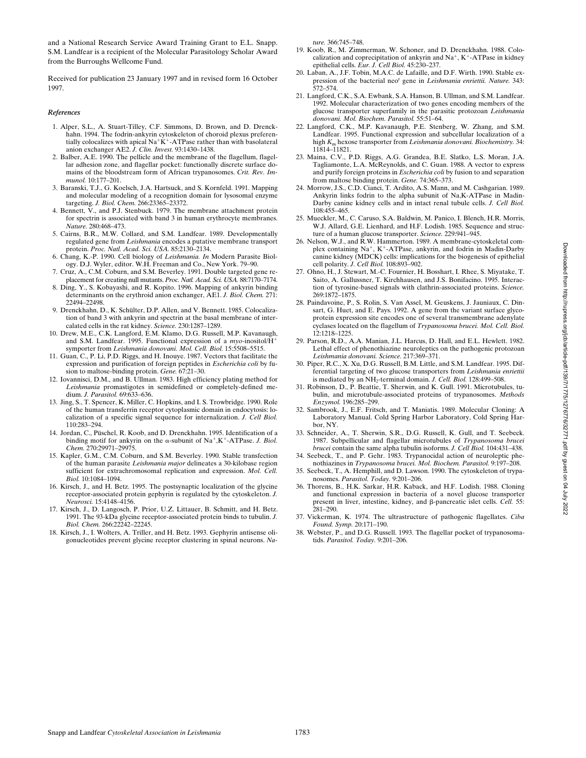and a National Research Service Award Training Grant to E.L. Snapp. S.M. Landfear is a recipient of the Molecular Parasitology Scholar Award from the Burroughs Wellcome Fund.

Received for publication 23 January 1997 and in revised form 16 October 1997.

### *References*

1. Alper, S.L., A. Stuart-Tilley, C.F. Simmons, D. Brown, and D. Drenckhahn. 1994. The fodrin-ankyrin cytoskeleton of choroid plexus preferentially colocalizes with apical $Na^{+}K^{+}$-ATPase rather than with basolateral anion exchanger AE2. *J. Clin. Invest.* 93:1430–1438.
2. Balber, A.E. 1990. The pellicle and the membrane of the flagellum, flagellar adhesion zone, and flagellar pocket: functionally discrete surface domains of the bloodstream form of African trypanosomes. *Crit. Rev. Immunol.* 10:177–201.
3. Baranski, T.J., G. Koelsch, J.A. Hartsuck, and S. Kornfeld. 1991. Mapping and molecular modeling of a recognition domain for lysosomal enzyme targeting. *J. Biol. Chem.* 266:23365–23372.
4. Bennett, V., and P.J. Stenbuck. 1979. The membrane attachment protein for spectrin is associated with band 3 in human erythrocyte membranes. *Nature.* 280:468–473.
5. Cairns, B.R., M.W. Collard, and S.M. Landfear. 1989. Developmentally regulated gene from *Leishmania* encodes a putative membrane transport protein. *Proc. Natl. Acad. Sci. USA.* 85:2130–2134.
6. Chang, K.-P. 1990. Cell biology of *Leishmania. In* Modern Parasite Biology. D.J. Wyler, editor. W.H. Freeman and Co., New York. 79–90.
7. Cruz, A., C.M. Coburn, and S.M. Beverley. 1991. Double targeted gene replacement for creating null mutants. *Proc. Natl. Acad. Sci. USA.* 88:7170–7174.
8. Ding, Y., S. Kobayashi, and R. Kopito. 1996. Mapping of ankyrin binding determinants on the erythroid anion exchanger, AE1. *J. Biol. Chem.* 271: 22494–22498.
9. Drenckhahn, D., K. Schülter, D.P. Allen, and V. Bennett. 1985. Colocalization of band 3 with ankyrin and spectrin at the basal membrane of intercalated cells in the rat kidney. *Science.* 230:1287–1289.
10. Drew, M.E., C.K. Langford, E.M. Klamo, D.G. Russell, M.P. Kavanaugh, and S.M. Landfear. 1995. Functional expression of a *myo*-inositol/$H^{+}$ symporter from *Leishmania donovani. Mol. Cell. Biol.* 15:5508–5515.
11. Guan, C., P. Li, P.D. Riggs, and H. Inouye. 1987. Vectors that facilitate the expression and purification of foreign peptides in *Escherichia coli* by fusion to maltose-binding protein. *Gene.* 67:21–30.
12. Iovannisci, D.M., and B. Ullman. 1983. High efficiency plating method for *Leishmania* promastigotes in semidefined or completely-defined medium. *J. Parasitol.* 69:633–636.
13. Jing, S., T. Spencer, K. Miller, C. Hopkins, and I. S. Trowbridge. 1990. Role of the human transferrin receptor cytoplasmic domain in endocytosis: localization of a specific signal sequence for internalization. *J. Cell Biol.* 110:283–294.
14. Jordan, C., Püschel, R. Koob, and D. Drenckhahn. 1995. Identification of a binding motif for ankyrin on the α-subunit of $Na^{+}$,$K^{+}$-ATPase. *J. Biol. Chem.* 270:29971–29975.
15. Kapler, G.M., C.M. Coburn, and S.M. Beverley. 1990. Stable transfection of the human parasite *Leishmania major* delineates a 30-kilobase region sufficient for extrachromosomal replication and expression. *Mol. Cell. Biol.* 10:1084–1094.
16. Kirsch, J., and H. Betz. 1995. The postsynaptic localization of the glycine receptor-associated protein gephyrin is regulated by the cytoskeleton. *J. Neurosci.* 15:4148–4156.
17. Kirsch, J., D. Langosch, P. Prior, U.Z. Littauer, B. Schmitt, and H. Betz. 1991. The 93-kDa glycine receptor-associated protein binds to tubulin. *J. Biol. Chem.* 266:22242–22245.
18. Kirsch, J., I. Wolters, A. Triller, and H. Betz. 1993. Gephyrin antisense oligonucleotides prevent glycine receptor clustering in spinal neurons. *Nature.* 366:745–748.
19. Koob, R., M. Zimmerman, W. Schoner, and D. Drenckhahn. 1988. Colocalization and coprecipitation of ankyrin and $Na^{+}$, $K^{+}$-ATPase in kidney epithelial cells. *Eur. J. Cell Biol.* 45:230–237.
20. Laban, A., J.F. Tobin, M.A.C. de Lafaille, and D.F. Wirth. 1990. Stable expression of the bacterial neo$^{r}$ gene in *Leishmania enriettii. Nature.* 343: 572–574.
21. Langford, C.K., S.A. Ewbank, S.A. Hanson, B. Ullman, and S.M. Landfear. 1992. Molecular characterization of two genes encoding members of the glucose transporter superfamily in the parasitic protozoan *Leishmania donovani. Mol. Biochem. Parasitol.* 55:51–64.
22. Langford, C.K., M.P. Kavanaugh, P.E. Stenberg, W. Zhang, and S.M. Landfear. 1995. Functional expression and subcellular localization of a high $K_m$ hexose transporter from *Leishmania donovani. Biochemistry.* 34: 11814–11821.
23. Maina, C.V., P.D. Riggs, A.G. Grandea, B.E. Slatko, L.S. Moran, J.A. Tagliamonte, L.A. McReynolds, and C. Guan. 1988. A vector to express and purify foreign proteins in *Escherichia coli* by fusion to and separation from maltose binding protein. *Gene.* 74:365–373.
24. Morrow, J.S., C.D. Cianci, T. Ardito, A.S. Mann, and M. Cashgarian. 1989. Ankyrin links fodrin to the alpha subunit of Na,K-ATPase in Madin-Darby canine kidney cells and in intact renal tubule cells. *J. Cell Biol.* 108:455–465.
25. Mueckler, M., C. Caruso, S.A. Baldwin, M. Panico, I. Blench, H.R. Morris, W.J. Allard, G.E. Lienhard, and H.F. Lodish. 1985. Sequence and structure of a human glucose transporter. *Science.* 229:941–945.
26. Nelson, W.J., and R.W. Hammerton. 1989. A membrane-cytoskeletal complex containing $Na^{+}$, $K^{+}$-ATPase, ankyrin, and fodrin in Madin-Darby canine kidney (MDCK) cells: implications for the biogenesis of epithelial cell polarity. *J. Cell Biol.* 108:893–902.
27. Ohno, H., J. Stewart, M.-C. Fournier, H. Bosshart, I. Rhee, S. Miyatake, T. Saito, A. Gallussner, T. Kirchhausen, and J.S. Bonifacino. 1995. Interaction of tyrosine-based signals with clathrin-associated proteins. *Science.* 269:1872–1875.
28. Paindavoine, P., S. Rolin, S. Van Assel, M. Geuskens, J. Jauniaux, C. Dinsart, G. Huet, and E. Pays. 1992. A gene from the variant surface glycoprotein expression site encodes one of several transmembrane adenylate cyclases located on the flagellum of *Trypanosoma brucei. Mol. Cell. Biol.* 12:1218–1225.
29. Parson, R.D., A.A. Manian, J.L. Harcus, D. Hall, and E.L. Hewlett. 1982. Lethal effect of phenothiazine neuroleptics on the pathogenic protozoan *Leishmania donovani. Science.* 217:369–371.
30. Piper, R.C., X. Xu, D.G. Russell, B.M. Little, and S.M. Landfear. 1995. Differential targeting of two glucose transporters from *Leishmania enriettii* is mediated by an $NH_2$-terminal domain. *J. Cell. Biol.* 128:499–508.
31. Robinson, D., P. Beattie, T. Sherwin, and K. Gull. 1991. Microtubules, tubulin, and microtubule-associated proteins of trypanosomes. *Methods Enzymol.* 196:285–299.
32. Sambrook, J., E.F. Fritsch, and T. Maniatis. 1989. Molecular Cloning: A Laboratory Manual. Cold Spring Harbor Laboratory, Cold Spring Harbor, NY.
33. Schneider, A., T. Sherwin, S.R., D.G. Russell, K. Gull, and T. Seebeck. 1987. Subpellicular and flagellar microtubules of *Trypanosoma brucei brucei* contain the same alpha tubulin isoforms. *J. Cell Biol.* 104:431–438.
34. Seebeck, T., and P. Gehr. 1983. Trypanocidal action of neuroleptic phenothiazines in *Trypanosoma brucei. Mol. Biochem. Parasitol.* 9:197–208.
35. Seebeck, T., A. Hemphill, and D. Lawson. 1990. The cytoskeleton of trypanosomes. *Parasitol. Today.* 9:201–206.
36. Thorens, B., H.K. Sarkar, H.R. Kaback, and H.F. Lodish. 1988. Cloning and functional expression in bacteria of a novel glucose transporter present in liver, intestine, kidney, and β-pancreatic islet cells. *Cell.* 55: 281–290.
37. Vickerman, K. 1974. The ultrastructure of pathogenic flagellates. *Ciba Found. Symp.* 20:171–190.
38. Webster, P., and D.G. Russell. 1993. The flagellar pocket of trypanosomatids. *Parasitol. Today.* 9:201–206.